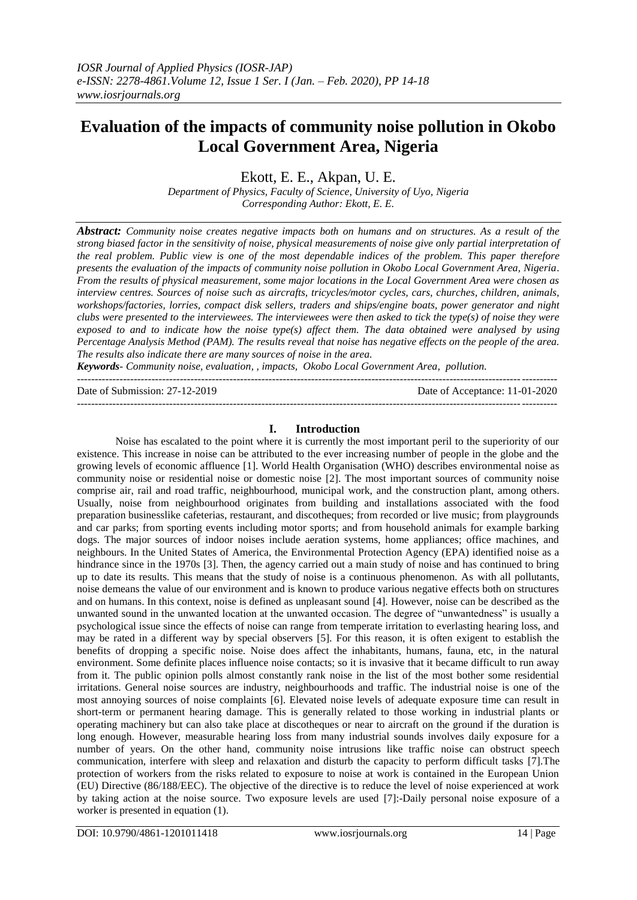# Evaluation of the impacts of community noise pollution in Okobo Local Government Area, Nigeria

Ekott, E. E., Akpan, U. E.

*Department of Physics, Faculty of Science, University of Uyo, Nigeria*
*Corresponding Author: Ekott, E. E.*

***Abstract:*** *Community noise creates negative impacts both on humans and on structures. As a result of the strong biased factor in the sensitivity of noise, physical measurements of noise give only partial interpretation of the real problem. Public view is one of the most dependable indices of the problem. This paper therefore presents the evaluation of the impacts of community noise pollution in Okobo Local Government Area, Nigeria. From the results of physical measurement, some major locations in the Local Government Area were chosen as interview centres. Sources of noise such as aircrafts, tricycles/motor cycles, cars, churches, children, animals, workshops/factories, lorries, compact disk sellers, traders and ships/engine boats, power generator and night clubs were presented to the interviewees. The interviewees were then asked to tick the type(s) of noise they were exposed to and to indicate how the noise type(s) affect them. The data obtained were analysed by using Percentage Analysis Method (PAM). The results reveal that noise has negative effects on the people of the area. The results also indicate there are many sources of noise in the area.*

***Keywords**- Community noise, evaluation, , impacts, Okobo Local Government Area, pollution.*

---

Date of Submission: 27-12-2019 | Date of Acceptance: 11-01-2020

---

## I. Introduction

Noise has escalated to the point where it is currently the most important peril to the superiority of our existence. This increase in noise can be attributed to the ever increasing number of people in the globe and the growing levels of economic affluence [1]. World Health Organisation (WHO) describes environmental noise as community noise or residential noise or domestic noise [2]. The most important sources of community noise comprise air, rail and road traffic, neighbourhood, municipal work, and the construction plant, among others. Usually, noise from neighbourhood originates from building and installations associated with the food preparation businesslike cafeterias, restaurant, and discotheques; from recorded or live music; from playgrounds and car parks; from sporting events including motor sports; and from household animals for example barking dogs. The major sources of indoor noises include aeration systems, home appliances; office machines, and neighbours. In the United States of America, the Environmental Protection Agency (EPA) identified noise as a hindrance since in the 1970s [3]. Then, the agency carried out a main study of noise and has continued to bring up to date its results. This means that the study of noise is a continuous phenomenon. As with all pollutants, noise demeans the value of our environment and is known to produce various negative effects both on structures and on humans. In this context, noise is defined as unpleasant sound [4]. However, noise can be described as the unwanted sound in the unwanted location at the unwanted occasion. The degree of "unwantedness" is usually a psychological issue since the effects of noise can range from temperate irritation to everlasting hearing loss, and may be rated in a different way by special observers [5]. For this reason, it is often exigent to establish the benefits of dropping a specific noise. Noise does affect the inhabitants, humans, fauna, etc, in the natural environment. Some definite places influence noise contacts; so it is invasive that it became difficult to run away from it. The public opinion polls almost constantly rank noise in the list of the most bother some residential irritations. General noise sources are industry, neighbourhoods and traffic. The industrial noise is one of the most annoying sources of noise complaints [6]. Elevated noise levels of adequate exposure time can result in short-term or permanent hearing damage. This is generally related to those working in industrial plants or operating machinery but can also take place at discotheques or near to aircraft on the ground if the duration is long enough. However, measurable hearing loss from many industrial sounds involves daily exposure for a number of years. On the other hand, community noise intrusions like traffic noise can obstruct speech communication, interfere with sleep and relaxation and disturb the capacity to perform difficult tasks [7].The protection of workers from the risks related to exposure to noise at work is contained in the European Union (EU) Directive (86/188/EEC). The objective of the directive is to reduce the level of noise experienced at work by taking action at the noise source. Two exposure levels are used [7]:-Daily personal noise exposure of a worker is presented in equation (1).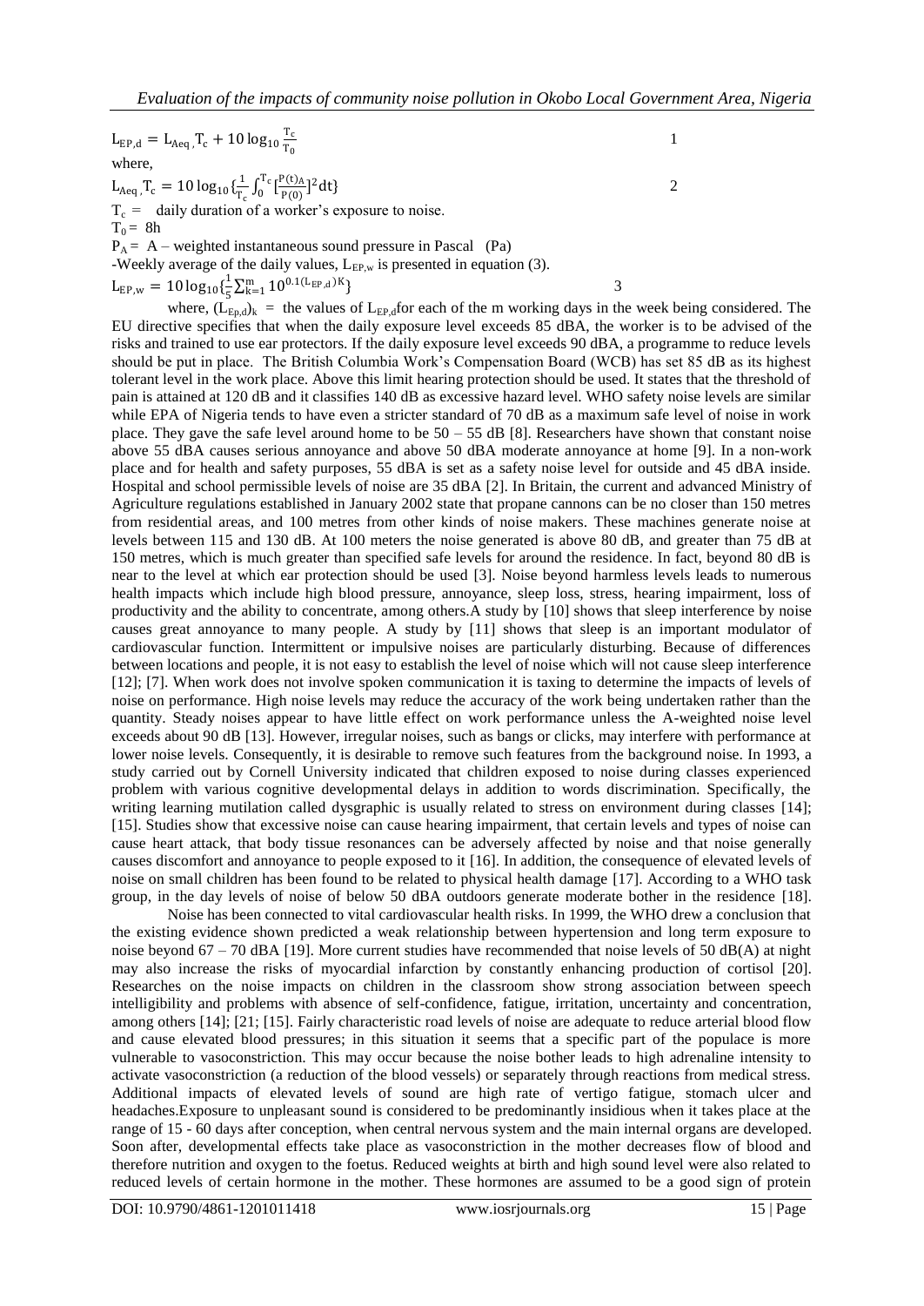$$L_{EP,d} = L_{Aeq,}T_c + 10\log_{10}\frac{T_c}{T_0} \quad (1)$$

where,

$$L_{Aeq,}T_c = 10\log_{10}\{\frac{1}{T_c}\int_0^{T_c}[\frac{P(t)_A}{P(0)}]^2 dt\} \quad (2)$$

$T_c$ = daily duration of a worker's exposure to noise.

$T_0$ = 8h

$P_A$ = A – weighted instantaneous sound pressure in Pascal (Pa)

-Weekly average of the daily values, $L_{EP,w}$ is presented in equation (3).

$$L_{EP,w} = 10\log_{10}\{\frac{1}{5}\sum_{k=1}^{m}10^{0.1(L_{EP,d})K}\} \quad (3)$$

where, $(L_{Ep,d})_k$ = the values of $L_{EP,d}$for each of the m working days in the week being considered. The EU directive specifies that when the daily exposure level exceeds 85 dBA, the worker is to be advised of the risks and trained to use ear protectors. If the daily exposure level exceeds 90 dBA, a programme to reduce levels should be put in place. The British Columbia Work's Compensation Board (WCB) has set 85 dB as its highest tolerant level in the work place. Above this limit hearing protection should be used. It states that the threshold of pain is attained at 120 dB and it classifies 140 dB as excessive hazard level. WHO safety noise levels are similar while EPA of Nigeria tends to have even a stricter standard of 70 dB as a maximum safe level of noise in work place. They gave the safe level around home to be 50 – 55 dB [8]. Researchers have shown that constant noise above 55 dBA causes serious annoyance and above 50 dBA moderate annoyance at home [9]. In a non-work place and for health and safety purposes, 55 dBA is set as a safety noise level for outside and 45 dBA inside. Hospital and school permissible levels of noise are 35 dBA [2]. In Britain, the current and advanced Ministry of Agriculture regulations established in January 2002 state that propane cannons can be no closer than 150 metres from residential areas, and 100 metres from other kinds of noise makers. These machines generate noise at levels between 115 and 130 dB. At 100 meters the noise generated is above 80 dB, and greater than 75 dB at 150 metres, which is much greater than specified safe levels for around the residence. In fact, beyond 80 dB is near to the level at which ear protection should be used [3]. Noise beyond harmless levels leads to numerous health impacts which include high blood pressure, annoyance, sleep loss, stress, hearing impairment, loss of productivity and the ability to concentrate, among others.A study by [10] shows that sleep interference by noise causes great annoyance to many people. A study by [11] shows that sleep is an important modulator of cardiovascular function. Intermittent or impulsive noises are particularly disturbing. Because of differences between locations and people, it is not easy to establish the level of noise which will not cause sleep interference [12]; [7]. When work does not involve spoken communication it is taxing to determine the impacts of levels of noise on performance. High noise levels may reduce the accuracy of the work being undertaken rather than the quantity. Steady noises appear to have little effect on work performance unless the A-weighted noise level exceeds about 90 dB [13]. However, irregular noises, such as bangs or clicks, may interfere with performance at lower noise levels. Consequently, it is desirable to remove such features from the background noise. In 1993, a study carried out by Cornell University indicated that children exposed to noise during classes experienced problem with various cognitive developmental delays in addition to words discrimination. Specifically, the writing learning mutilation called dysgraphic is usually related to stress on environment during classes [14]; [15]. Studies show that excessive noise can cause hearing impairment, that certain levels and types of noise can cause heart attack, that body tissue resonances can be adversely affected by noise and that noise generally causes discomfort and annoyance to people exposed to it [16]. In addition, the consequence of elevated levels of noise on small children has been found to be related to physical health damage [17]. According to a WHO task group, in the day levels of noise of below 50 dBA outdoors generate moderate bother in the residence [18].

Noise has been connected to vital cardiovascular health risks. In 1999, the WHO drew a conclusion that the existing evidence shown predicted a weak relationship between hypertension and long term exposure to noise beyond 67 – 70 dBA [19]. More current studies have recommended that noise levels of 50 dB(A) at night may also increase the risks of myocardial infarction by constantly enhancing production of cortisol [20]. Researches on the noise impacts on children in the classroom show strong association between speech intelligibility and problems with absence of self-confidence, fatigue, irritation, uncertainty and concentration, among others [14]; [21; [15]. Fairly characteristic road levels of noise are adequate to reduce arterial blood flow and cause elevated blood pressures; in this situation it seems that a specific part of the populace is more vulnerable to vasoconstriction. This may occur because the noise bother leads to high adrenaline intensity to activate vasoconstriction (a reduction of the blood vessels) or separately through reactions from medical stress. Additional impacts of elevated levels of sound are high rate of vertigo fatigue, stomach ulcer and headaches.Exposure to unpleasant sound is considered to be predominantly insidious when it takes place at the range of 15 - 60 days after conception, when central nervous system and the main internal organs are developed. Soon after, developmental effects take place as vasoconstriction in the mother decreases flow of blood and therefore nutrition and oxygen to the foetus. Reduced weights at birth and high sound level were also related to reduced levels of certain hormone in the mother. These hormones are assumed to be a good sign of protein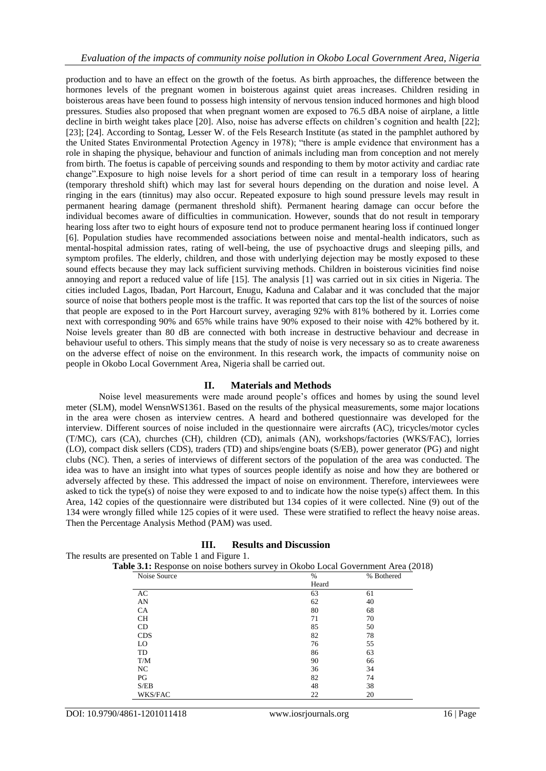production and to have an effect on the growth of the foetus. As birth approaches, the difference between the hormones levels of the pregnant women in boisterous against quiet areas increases. Children residing in boisterous areas have been found to possess high intensity of nervous tension induced hormones and high blood pressures. Studies also proposed that when pregnant women are exposed to 76.5 dBA noise of airplane, a little decline in birth weight takes place [20]. Also, noise has adverse effects on children's cognition and health [22]; [23]; [24]. According to Sontag, Lesser W. of the Fels Research Institute (as stated in the pamphlet authored by the United States Environmental Protection Agency in 1978); "there is ample evidence that environment has a role in shaping the physique, behaviour and function of animals including man from conception and not merely from birth. The foetus is capable of perceiving sounds and responding to them by motor activity and cardiac rate change".Exposure to high noise levels for a short period of time can result in a temporary loss of hearing (temporary threshold shift) which may last for several hours depending on the duration and noise level. A ringing in the ears (tinnitus) may also occur. Repeated exposure to high sound pressure levels may result in permanent hearing damage (permanent threshold shift). Permanent hearing damage can occur before the individual becomes aware of difficulties in communication. However, sounds that do not result in temporary hearing loss after two to eight hours of exposure tend not to produce permanent hearing loss if continued longer [6]. Population studies have recommended associations between noise and mental-health indicators, such as mental-hospital admission rates, rating of well-being, the use of psychoactive drugs and sleeping pills, and symptom profiles. The elderly, children, and those with underlying dejection may be mostly exposed to these sound effects because they may lack sufficient surviving methods. Children in boisterous vicinities find noise annoying and report a reduced value of life [15]. The analysis [1] was carried out in six cities in Nigeria. The cities included Lagos, Ibadan, Port Harcourt, Enugu, Kaduna and Calabar and it was concluded that the major source of noise that bothers people most is the traffic. It was reported that cars top the list of the sources of noise that people are exposed to in the Port Harcourt survey, averaging 92% with 81% bothered by it. Lorries come next with corresponding 90% and 65% while trains have 90% exposed to their noise with 42% bothered by it. Noise levels greater than 80 dB are connected with both increase in destructive behaviour and decrease in behaviour useful to others. This simply means that the study of noise is very necessary so as to create awareness on the adverse effect of noise on the environment. In this research work, the impacts of community noise on people in Okobo Local Government Area, Nigeria shall be carried out.

## II. Materials and Methods

Noise level measurements were made around people's offices and homes by using the sound level meter (SLM), model WensnWS1361. Based on the results of the physical measurements, some major locations in the area were chosen as interview centres. A heard and bothered questionnaire was developed for the interview. Different sources of noise included in the questionnaire were aircrafts (AC), tricycles/motor cycles (T/MC), cars (CA), churches (CH), children (CD), animals (AN), workshops/factories (WKS/FAC), lorries (LO), compact disk sellers (CDS), traders (TD) and ships/engine boats (S/EB), power generator (PG) and night clubs (NC). Then, a series of interviews of different sectors of the population of the area was conducted. The idea was to have an insight into what types of sources people identify as noise and how they are bothered or adversely affected by these. This addressed the impact of noise on environment. Therefore, interviewees were asked to tick the type(s) of noise they were exposed to and to indicate how the noise type(s) affect them. In this Area, 142 copies of the questionnaire were distributed but 134 copies of it were collected. Nine (9) out of the 134 were wrongly filled while 125 copies of it were used. These were stratified to reflect the heavy noise areas. Then the Percentage Analysis Method (PAM) was used.

## III. Results and Discussion

The results are presented on Table 1 and Figure 1.

**Table 3.1:** Response on noise bothers survey in Okobo Local Government Area (2018)

| Noise Source | % Heard | % Bothered |
|---|---|---|
| AC | 63 | 61 |
| AN | 62 | 40 |
| CA | 80 | 68 |
| CH | 71 | 70 |
| CD | 85 | 50 |
| CDS | 82 | 78 |
| LO | 76 | 55 |
| TD | 86 | 63 |
| T/M | 90 | 66 |
| NC | 36 | 34 |
| PG | 82 | 74 |
| S/EB | 48 | 38 |
| WKS/FAC | 22 | 20 |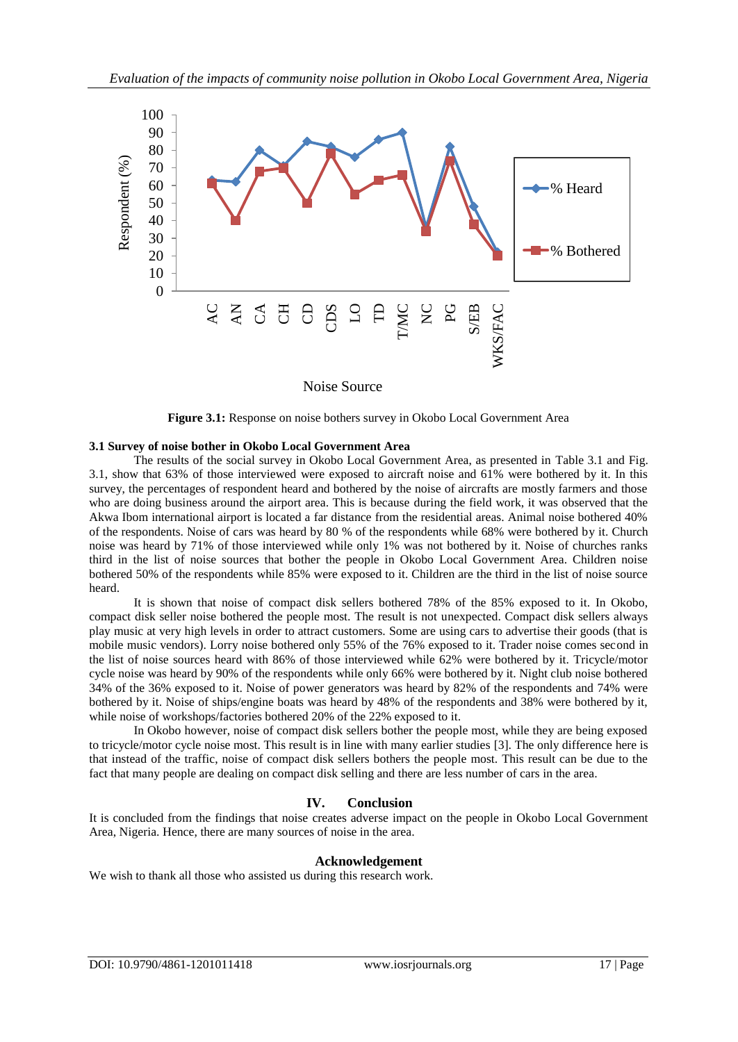**Figure 3.1:** Response on noise bothers survey in Okobo Local Government Area

### 3.1 Survey of noise bother in Okobo Local Government Area

The results of the social survey in Okobo Local Government Area, as presented in Table 3.1 and Fig. 3.1, show that 63% of those interviewed were exposed to aircraft noise and 61% were bothered by it. In this survey, the percentages of respondent heard and bothered by the noise of aircrafts are mostly farmers and those who are doing business around the airport area. This is because during the field work, it was observed that the Akwa Ibom international airport is located a far distance from the residential areas. Animal noise bothered 40% of the respondents. Noise of cars was heard by 80 % of the respondents while 68% were bothered by it. Church noise was heard by 71% of those interviewed while only 1% was not bothered by it. Noise of churches ranks third in the list of noise sources that bother the people in Okobo Local Government Area. Children noise bothered 50% of the respondents while 85% were exposed to it. Children are the third in the list of noise source heard.

It is shown that noise of compact disk sellers bothered 78% of the 85% exposed to it. In Okobo, compact disk seller noise bothered the people most. The result is not unexpected. Compact disk sellers always play music at very high levels in order to attract customers. Some are using cars to advertise their goods (that is mobile music vendors). Lorry noise bothered only 55% of the 76% exposed to it. Trader noise comes second in the list of noise sources heard with 86% of those interviewed while 62% were bothered by it. Tricycle/motor cycle noise was heard by 90% of the respondents while only 66% were bothered by it. Night club noise bothered 34% of the 36% exposed to it. Noise of power generators was heard by 82% of the respondents and 74% were bothered by it. Noise of ships/engine boats was heard by 48% of the respondents and 38% were bothered by it, while noise of workshops/factories bothered 20% of the 22% exposed to it.

In Okobo however, noise of compact disk sellers bother the people most, while they are being exposed to tricycle/motor cycle noise most. This result is in line with many earlier studies [3]. The only difference here is that instead of the traffic, noise of compact disk sellers bothers the people most. This result can be due to the fact that many people are dealing on compact disk selling and there are less number of cars in the area.

## IV. Conclusion

It is concluded from the findings that noise creates adverse impact on the people in Okobo Local Government Area, Nigeria. Hence, there are many sources of noise in the area.

## Acknowledgement

We wish to thank all those who assisted us during this research work.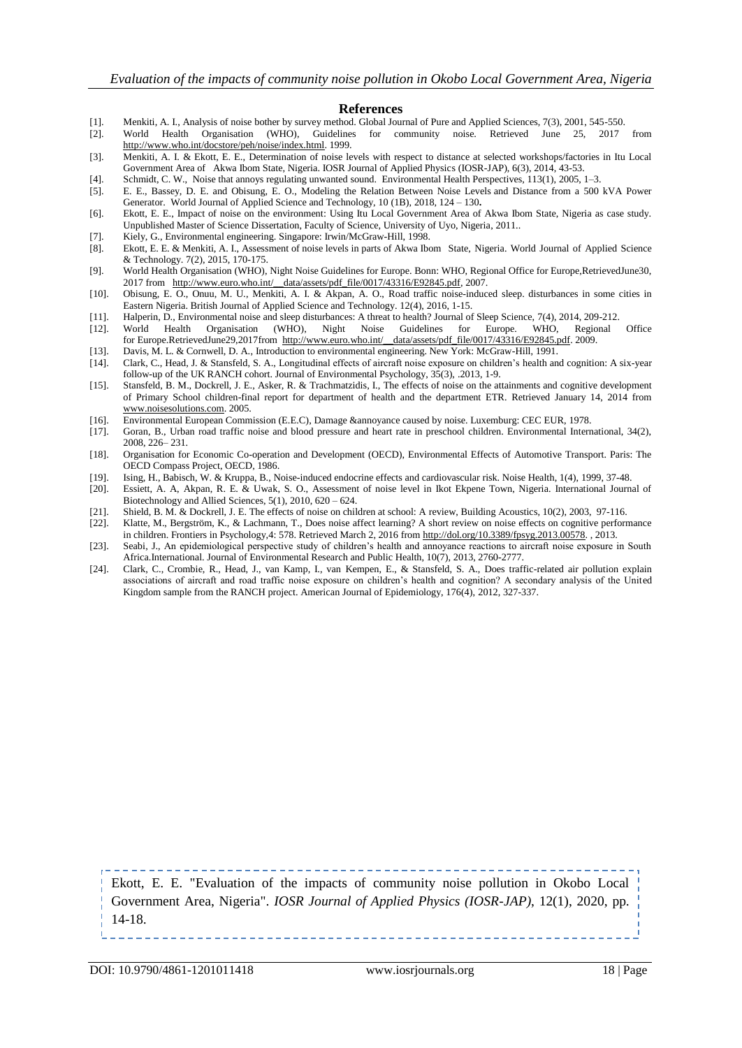## References

[1]. Menkiti, A. I., Analysis of noise bother by survey method. Global Journal of Pure and Applied Sciences, 7(3), 2001, 545-550.

[2]. World Health Organisation (WHO), Guidelines for community noise. Retrieved June 25, 2017 from http://www.who.int/docstore/peh/noise/index.html. 1999.

[3]. Menkiti, A. I. & Ekott, E. E., Determination of noise levels with respect to distance at selected workshops/factories in Itu Local Government Area of Akwa Ibom State, Nigeria. IOSR Journal of Applied Physics (IOSR-JAP), 6(3), 2014, 43-53.

[4]. Schmidt, C. W., Noise that annoys regulating unwanted sound. Environmental Health Perspectives, 113(1), 2005, 1–3.

[5]. E. E., Bassey, D. E. and Obisung, E. O., Modeling the Relation Between Noise Levels and Distance from a 500 kVA Power Generator. World Journal of Applied Science and Technology, 10 (1B), 2018, 124 – 130.

[6]. Ekott, E. E., Impact of noise on the environment: Using Itu Local Government Area of Akwa Ibom State, Nigeria as case study. Unpublished Master of Science Dissertation, Faculty of Science, University of Uyo, Nigeria, 2011..

[7]. Kiely, G., Environmental engineering. Singapore: Irwin/McGraw-Hill, 1998.

[8]. Ekott, E. E. & Menkiti, A. I., Assessment of noise levels in parts of Akwa Ibom State, Nigeria. World Journal of Applied Science & Technology. 7(2), 2015, 170-175.

[9]. World Health Organisation (WHO), Night Noise Guidelines for Europe. Bonn: WHO, Regional Office for Europe,RetrievedJune30, 2017 from http://www.euro.who.int/__data/assets/pdf_file/0017/43316/E92845.pdf, 2007.

[10]. Obisung, E. O., Onuu, M. U., Menkiti, A. I. & Akpan, A. O., Road traffic noise-induced sleep. disturbances in some cities in Eastern Nigeria. British Journal of Applied Science and Technology. 12(4), 2016, 1-15.

[11]. Halperin, D., Environmental noise and sleep disturbances: A threat to health? Journal of Sleep Science, 7(4), 2014, 209-212.

[12]. World Health Organisation (WHO), Night Noise Guidelines for Europe. WHO, Regional Office for Europe.RetrievedJune29,2017from http://www.euro.who.int/__data/assets/pdf_file/0017/43316/E92845.pdf. 2009.

[13]. Davis, M. L. & Cornwell, D. A., Introduction to environmental engineering. New York: McGraw-Hill, 1991.

[14]. Clark, C., Head, J. & Stansfeld, S. A., Longitudinal effects of aircraft noise exposure on children's health and cognition: A six-year follow-up of the UK RANCH cohort. Journal of Environmental Psychology, 35(3), .2013, 1-9.

[15]. Stansfeld, B. M., Dockrell, J. E., Asker, R. & Trachmatzidis, I., The effects of noise on the attainments and cognitive development of Primary School children-final report for department of health and the department ETR. Retrieved January 14, 2014 from www.noisesolutions.com. 2005.

[16]. Environmental European Commission (E.E.C), Damage &annoyance caused by noise. Luxemburg: CEC EUR, 1978.

[17]. Goran, B., Urban road traffic noise and blood pressure and heart rate in preschool children. Environmental International, 34(2), 2008, 226– 231.

[18]. Organisation for Economic Co-operation and Development (OECD), Environmental Effects of Automotive Transport. Paris: The OECD Compass Project, OECD, 1986.

[19]. Ising, H., Babisch, W. & Kruppa, B., Noise-induced endocrine effects and cardiovascular risk. Noise Health, 1(4), 1999, 37-48.

[20]. Essiett, A. A, Akpan, R. E. & Uwak, S. O., Assessment of noise level in Ikot Ekpene Town, Nigeria. International Journal of Biotechnology and Allied Sciences, 5(1), 2010, 620 – 624.

[21]. Shield, B. M. & Dockrell, J. E. The effects of noise on children at school: A review, Building Acoustics, 10(2), 2003, 97-116.

[22]. Klatte, M., Bergström, K., & Lachmann, T., Does noise affect learning? A short review on noise effects on cognitive performance in children. Frontiers in Psychology,4: 578. Retrieved March 2, 2016 from http://dol.org/10.3389/fpsyg.2013.00578. , 2013.

[23]. Seabi, J., An epidemiological perspective study of children's health and annoyance reactions to aircraft noise exposure in South Africa.International. Journal of Environmental Research and Public Health, 10(7), 2013, 2760-2777.

[24]. Clark, C., Crombie, R., Head, J., van Kamp, I., van Kempen, E., & Stansfeld, S. A., Does traffic-related air pollution explain associations of aircraft and road traffic noise exposure on children's health and cognition? A secondary analysis of the United Kingdom sample from the RANCH project. American Journal of Epidemiology, 176(4), 2012, 327-337.

Ekott, E. E. "Evaluation of the impacts of community noise pollution in Okobo Local Government Area, Nigeria". *IOSR Journal of Applied Physics (IOSR-JAP)*, 12(1), 2020, pp. 14-18.